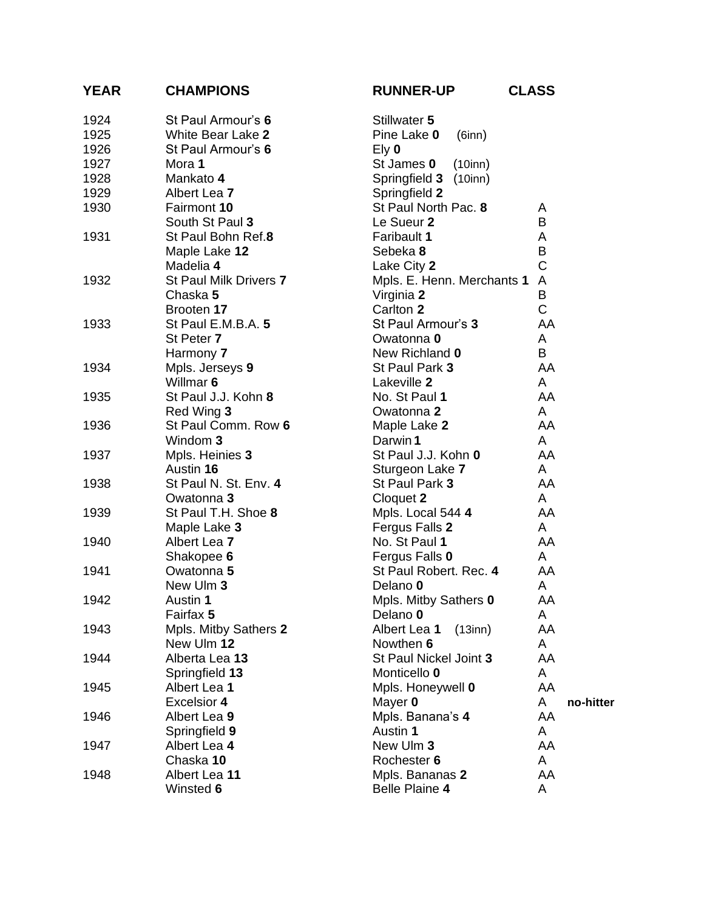| YEAR | CHAMPIONS | RUNNER-UP | CLASS | |
|---|---|---|---|---|
| 1924 | St Paul Armour's **6** | Stillwater **5** | | |
| 1925 | White Bear Lake **2** | Pine Lake **0** (6inn) | | |
| 1926 | St Paul Armour's **6** | Ely **0** | | |
| 1927 | Mora **1** | St James **0** (10inn) | | |
| 1928 | Mankato **4** | Springfield **3** (10inn) | | |
| 1929 | Albert Lea **7** | Springfield **2** | | |
| 1930 | Fairmont **10** | St Paul North Pac. **8** | A | |
| | South St Paul **3** | Le Sueur **2** | B | |
| 1931 | St Paul Bohn Ref.**8** | Faribault **1** | A | |
| | Maple Lake **12** | Sebeka **8** | B | |
| | Madelia **4** | Lake City **2** | C | |
| 1932 | St Paul Milk Drivers **7** | Mpls. E. Henn. Merchants **1** | A | |
| | Chaska **5** | Virginia **2** | B | |
| | Brooten **17** | Carlton **2** | C | |
| 1933 | St Paul E.M.B.A. **5** | St Paul Armour's **3** | AA | |
| | St Peter **7** | Owatonna **0** | A | |
| | Harmony **7** | New Richland **0** | B | |
| 1934 | Mpls. Jerseys **9** | St Paul Park **3** | AA | |
| | Willmar **6** | Lakeville **2** | A | |
| 1935 | St Paul J.J. Kohn **8** | No. St Paul **1** | AA | |
| | Red Wing **3** | Owatonna **2** | A | |
| 1936 | St Paul Comm. Row **6** | Maple Lake **2** | AA | |
| | Windom **3** | Darwin **1** | A | |
| 1937 | Mpls. Heinies **3** | St Paul J.J. Kohn **0** | AA | |
| | Austin **16** | Sturgeon Lake **7** | A | |
| 1938 | St Paul N. St. Env. **4** | St Paul Park **3** | AA | |
| | Owatonna **3** | Cloquet **2** | A | |
| 1939 | St Paul T.H. Shoe **8** | Mpls. Local 544 **4** | AA | |
| | Maple Lake **3** | Fergus Falls **2** | A | |
| 1940 | Albert Lea **7** | No. St Paul **1** | AA | |
| | Shakopee **6** | Fergus Falls **0** | A | |
| 1941 | Owatonna **5** | St Paul Robert. Rec. **4** | AA | |
| | New Ulm **3** | Delano **0** | A | |
| 1942 | Austin **1** | Mpls. Mitby Sathers **0** | AA | |
| | Fairfax **5** | Delano **0** | A | |
| 1943 | Mpls. Mitby Sathers **2** | Albert Lea **1** (13inn) | AA | |
| | New Ulm **12** | Nowthen **6** | A | |
| 1944 | Alberta Lea **13** | St Paul Nickel Joint **3** | AA | |
| | Springfield **13** | Monticello **0** | A | |
| 1945 | Albert Lea **1** | Mpls. Honeywell **0** | AA | |
| | Excelsior **4** | Mayer **0** | A | **no-hitter** |
| 1946 | Albert Lea **9** | Mpls. Banana's **4** | AA | |
| | Springfield **9** | Austin **1** | A | |
| 1947 | Albert Lea **4** | New Ulm **3** | AA | |
| | Chaska **10** | Rochester **6** | A | |
| 1948 | Albert Lea **11** | Mpls. Bananas **2** | AA | |
| | Winsted **6** | Belle Plaine **4** | A | |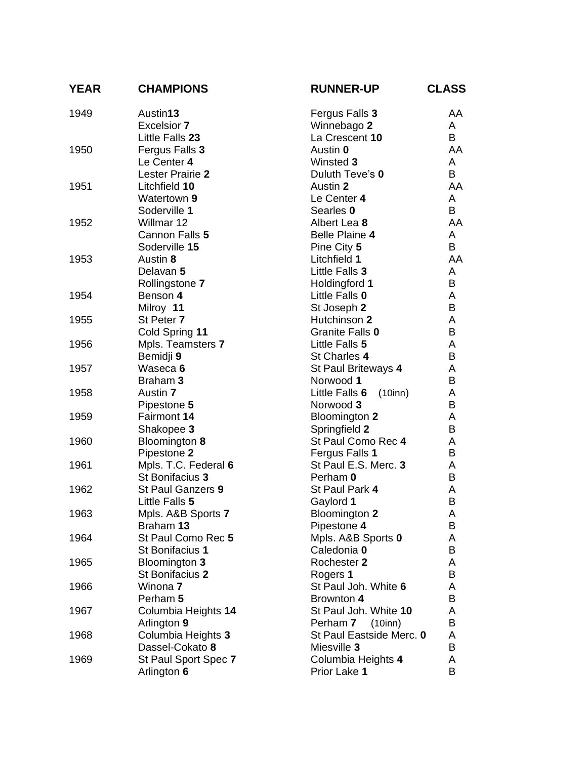| YEAR | CHAMPIONS | RUNNER-UP | CLASS |
|---|---|---|---|
| 1949 | Austin**13** | Fergus Falls **3** | AA |
| | Excelsior **7** | Winnebago **2** | A |
| | Little Falls **23** | La Crescent **10** | B |
| 1950 | Fergus Falls **3** | Austin **0** | AA |
| | Le Center **4** | Winsted **3** | A |
| | Lester Prairie **2** | Duluth Teve's **0** | B |
| 1951 | Litchfield **10** | Austin **2** | AA |
| | Watertown **9** | Le Center **4** | A |
| | Soderville **1** | Searles **0** | B |
| 1952 | Willmar 12 | Albert Lea **8** | AA |
| | Cannon Falls **5** | Belle Plaine **4** | A |
| | Soderville **15** | Pine City **5** | B |
| 1953 | Austin **8** | Litchfield **1** | AA |
| | Delavan **5** | Little Falls **3** | A |
| | Rollingstone **7** | Holdingford **1** | B |
| 1954 | Benson **4** | Little Falls **0** | A |
| | Milroy **11** | St Joseph **2** | B |
| 1955 | St Peter **7** | Hutchinson **2** | A |
| | Cold Spring **11** | Granite Falls **0** | B |
| 1956 | Mpls. Teamsters **7** | Little Falls **5** | A |
| | Bemidji **9** | St Charles **4** | B |
| 1957 | Waseca **6** | St Paul Briteways **4** | A |
| | Braham **3** | Norwood **1** | B |
| 1958 | Austin **7** | Little Falls **6** (10inn) | A |
| | Pipestone **5** | Norwood **3** | B |
| 1959 | Fairmont **14** | Bloomington **2** | A |
| | Shakopee **3** | Springfield **2** | B |
| 1960 | Bloomington **8** | St Paul Como Rec **4** | A |
| | Pipestone **2** | Fergus Falls **1** | B |
| 1961 | Mpls. T.C. Federal **6** | St Paul E.S. Merc. **3** | A |
| | St Bonifacius **3** | Perham **0** | B |
| 1962 | St Paul Ganzers **9** | St Paul Park **4** | A |
| | Little Falls **5** | Gaylord **1** | B |
| 1963 | Mpls. A&B Sports **7** | Bloomington **2** | A |
| | Braham **13** | Pipestone **4** | B |
| 1964 | St Paul Como Rec **5** | Mpls. A&B Sports **0** | A |
| | St Bonifacius **1** | Caledonia **0** | B |
| 1965 | Bloomington **3** | Rochester **2** | A |
| | St Bonifacius **2** | Rogers **1** | B |
| 1966 | Winona **7** | St Paul Joh. White **6** | A |
| | Perham **5** | Browntown **4** | B |
| 1967 | Columbia Heights **14** | St Paul Joh. White **10** | A |
| | Arlington **9** | Perham **7** (10inn) | B |
| 1968 | Columbia Heights **3** | St Paul Eastside Merc. **0** | A |
| | Dassel-Cokato **8** | Miesville **3** | B |
| 1969 | St Paul Sport Spec **7** | Columbia Heights **4** | A |
| | Arlington **6** | Prior Lake **1** | B |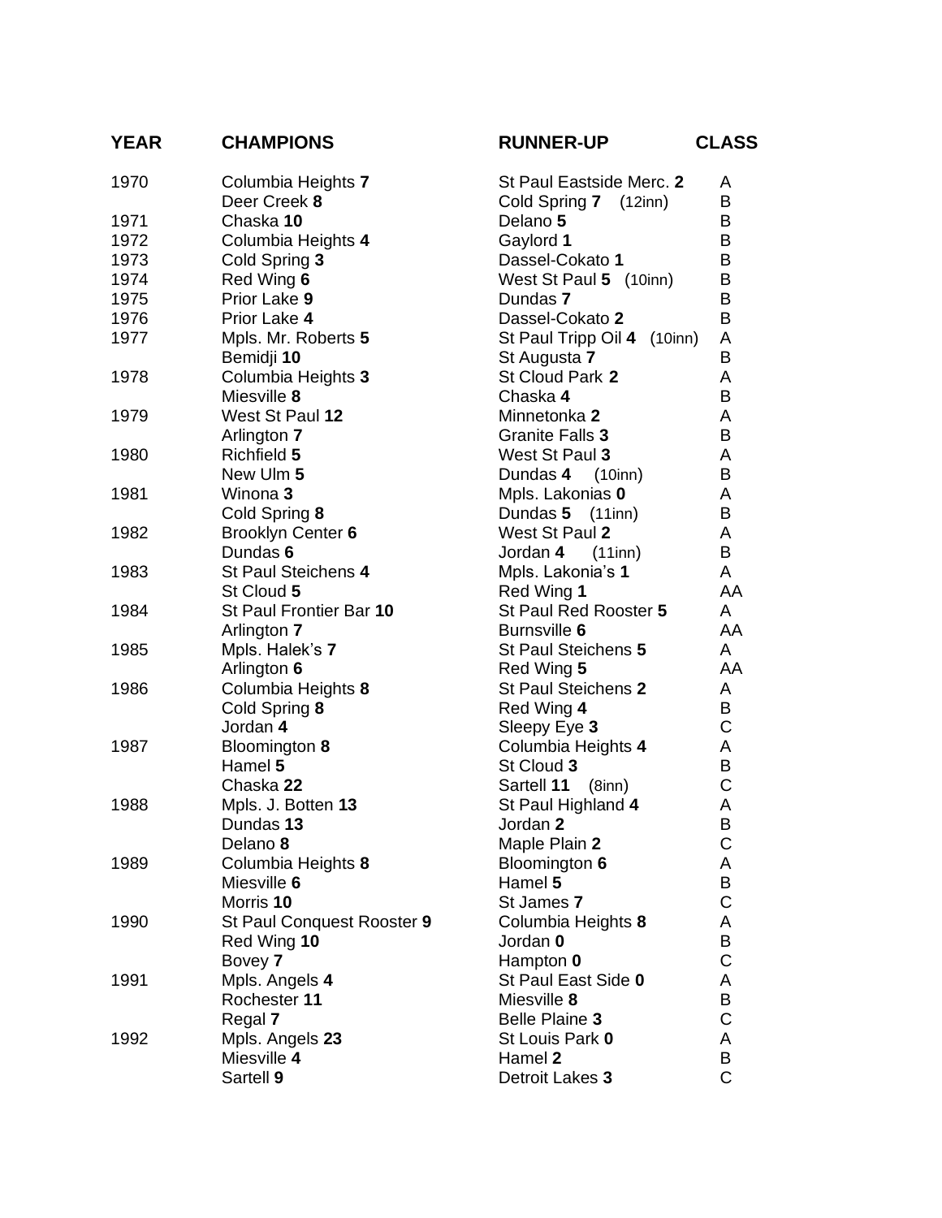| YEAR | CHAMPIONS | RUNNER-UP | CLASS |
|---|---|---|---|
| 1970 | Columbia Heights **7** | St Paul Eastside Merc. **2** | A |
| | Deer Creek **8** | Cold Spring **7** (12inn) | B |
| 1971 | Chaska **10** | Delano **5** | B |
| 1972 | Columbia Heights **4** | Gaylord **1** | B |
| 1973 | Cold Spring **3** | Dassel-Cokato **1** | B |
| 1974 | Red Wing **6** | West St Paul **5** (10inn) | B |
| 1975 | Prior Lake **9** | Dundas **7** | B |
| 1976 | Prior Lake **4** | Dassel-Cokato **2** | B |
| 1977 | Mpls. Mr. Roberts **5** | St Paul Tripp Oil **4** (10inn) | A |
| | Bemidji **10** | St Augusta **7** | B |
| 1978 | Columbia Heights **3** | St Cloud Park **2** | A |
| | Miesville **8** | Chaska **4** | B |
| 1979 | West St Paul **12** | Minnetonka **2** | A |
| | Arlington **7** | Granite Falls **3** | B |
| 1980 | Richfield **5** | West St Paul **3** | A |
| | New Ulm **5** | Dundas **4** (10inn) | B |
| 1981 | Winona **3** | Mpls. Lakonias **0** | A |
| | Cold Spring **8** | Dundas **5** (11inn) | B |
| 1982 | Brooklyn Center **6** | West St Paul **2** | A |
| | Dundas **6** | Jordan **4** (11inn) | B |
| 1983 | St Paul Steichens **4** | Mpls. Lakonia's **1** | A |
| | St Cloud **5** | Red Wing **1** | AA |
| 1984 | St Paul Frontier Bar **10** | St Paul Red Rooster **5** | A |
| | Arlington **7** | Burnsville **6** | AA |
| 1985 | Mpls. Halek's **7** | St Paul Steichens **5** | A |
| | Arlington **6** | Red Wing **5** | AA |
| 1986 | Columbia Heights **8** | St Paul Steichens **2** | A |
| | Cold Spring **8** | Red Wing **4** | B |
| | Jordan **4** | Sleepy Eye **3** | C |
| 1987 | Bloomington **8** | Columbia Heights **4** | A |
| | Hamel **5** | St Cloud **3** | B |
| | Chaska **22** | Sartell **11** (8inn) | C |
| 1988 | Mpls. J. Botten **13** | St Paul Highland **4** | A |
| | Dundas **13** | Jordan **2** | B |
| | Delano **8** | Maple Plain **2** | C |
| 1989 | Columbia Heights **8** | Bloomington **6** | A |
| | Miesville **6** | Hamel **5** | B |
| | Morris **10** | St James **7** | C |
| 1990 | St Paul Conquest Rooster **9** | Columbia Heights **8** | A |
| | Red Wing **10** | Jordan **0** | B |
| | Bovey **7** | Hampton **0** | C |
| 1991 | Mpls. Angels **4** | St Paul East Side **0** | A |
| | Rochester **11** | Miesville **8** | B |
| | Regal **7** | Belle Plaine **3** | C |
| 1992 | Mpls. Angels **23** | St Louis Park **0** | A |
| | Miesville **4** | Hamel **2** | B |
| | Sartell **9** | Detroit Lakes **3** | C |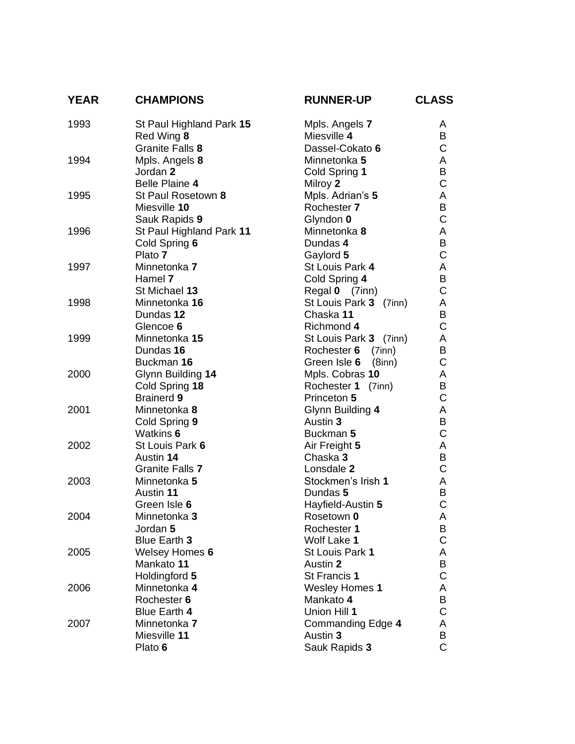| YEAR | CHAMPIONS | RUNNER-UP | CLASS |
|---|---|---|---|
| 1993 | St Paul Highland Park **15** | Mpls. Angels **7** | A |
| | Red Wing **8** | Miesville **4** | B |
| | Granite Falls **8** | Dassel-Cokato **6** | C |
| 1994 | Mpls. Angels **8** | Minnetonka **5** | A |
| | Jordan **2** | Cold Spring **1** | B |
| | Belle Plaine **4** | Milroy **2** | C |
| 1995 | St Paul Rosetown **8** | Mpls. Adrian's **5** | A |
| | Miesville **10** | Rochester **7** | B |
| | Sauk Rapids **9** | Glyndon **0** | C |
| 1996 | St Paul Highland Park **11** | Minnetonka **8** | A |
| | Cold Spring **6** | Dundas **4** | B |
| | Plato **7** | Gaylord **5** | C |
| 1997 | Minnetonka **7** | St Louis Park **4** | A |
| | Hamel **7** | Cold Spring **4** | B |
| | St Michael **13** | Regal **0** (7inn) | C |
| 1998 | Minnetonka **16** | St Louis Park **3** (7inn) | A |
| | Dundas **12** | Chaska **11** | B |
| | Glencoe **6** | Richmond **4** | C |
| 1999 | Minnetonka **15** | St Louis Park **3** (7inn) | A |
| | Dundas **16** | Rochester **6** (7inn) | B |
| | Buckman **16** | Green Isle **6** (8inn) | C |
| 2000 | Glynn Building **14** | Mpls. Cobras **10** | A |
| | Cold Spring **18** | Rochester **1** (7inn) | B |
| | Brainerd **9** | Princeton **5** | C |
| 2001 | Minnetonka **8** | Glynn Building **4** | A |
| | Cold Spring **9** | Austin **3** | B |
| | Watkins **6** | Buckman **5** | C |
| 2002 | St Louis Park **6** | Air Freight **5** | A |
| | Austin **14** | Chaska **3** | B |
| | Granite Falls **7** | Lonsdale **2** | C |
| 2003 | Minnetonka **5** | Stockmen's Irish **1** | A |
| | Austin **11** | Dundas **5** | B |
| | Green Isle **6** | Hayfield-Austin **5** | C |
| 2004 | Minnetonka **3** | Rosetown **0** | A |
| | Jordan **5** | Rochester **1** | B |
| | Blue Earth **3** | Wolf Lake **1** | C |
| 2005 | Welsey Homes **6** | St Louis Park **1** | A |
| | Mankato **11** | Austin **2** | B |
| | Holdingford **5** | St Francis **1** | C |
| 2006 | Minnetonka **4** | Wesley Homes **1** | A |
| | Rochester **6** | Mankato **4** | B |
| | Blue Earth **4** | Union Hill **1** | C |
| 2007 | Minnetonka **7** | Commanding Edge **4** | A |
| | Miesville **11** | Austin **3** | B |
| | Plato **6** | Sauk Rapids **3** | C |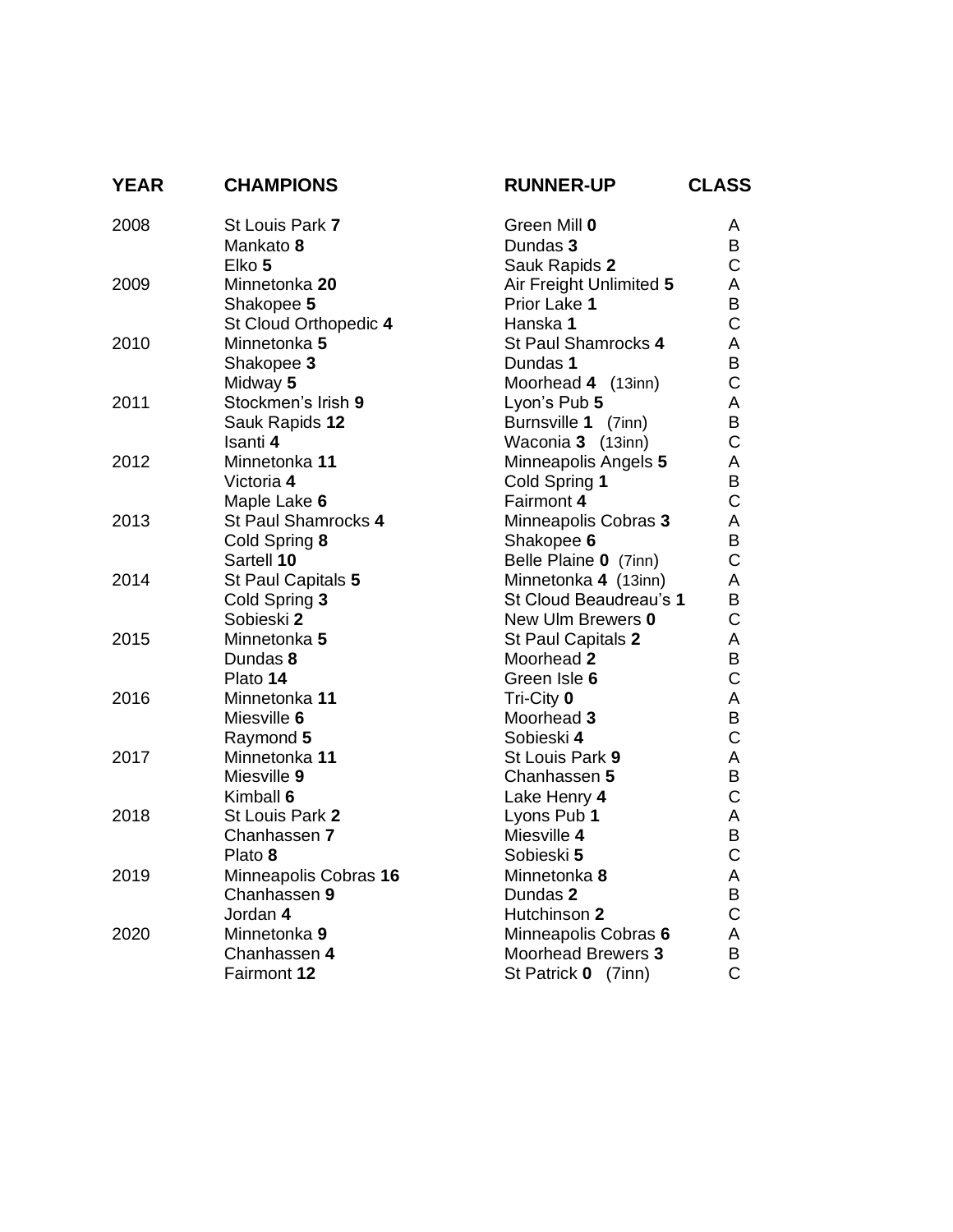| YEAR | CHAMPIONS | RUNNER-UP | CLASS |
|---|---|---|---|
| 2008 | St Louis Park **7** | Green Mill **0** | A |
| | Mankato **8** | Dundas **3** | B |
| | Elko **5** | Sauk Rapids **2** | C |
| 2009 | Minnetonka **20** | Air Freight Unlimited **5** | A |
| | Shakopee **5** | Prior Lake **1** | B |
| | St Cloud Orthopedic **4** | Hanska **1** | C |
| 2010 | Minnetonka **5** | St Paul Shamrocks **4** | A |
| | Shakopee **3** | Dundas **1** | B |
| | Midway **5** | Moorhead **4** (13inn) | C |
| 2011 | Stockmen's Irish **9** | Lyon's Pub **5** | A |
| | Sauk Rapids **12** | Burnsville **1** (7inn) | B |
| | Isanti **4** | Waconia **3** (13inn) | C |
| 2012 | Minnetonka **11** | Minneapolis Angels **5** | A |
| | Victoria **4** | Cold Spring **1** | B |
| | Maple Lake **6** | Fairmont **4** | C |
| 2013 | St Paul Shamrocks **4** | Minneapolis Cobras **3** | A |
| | Cold Spring **8** | Shakopee **6** | B |
| | Sartell **10** | Belle Plaine **0** (7inn) | C |
| 2014 | St Paul Capitals **5** | Minnetonka **4** (13inn) | A |
| | Cold Spring **3** | St Cloud Beaudreau's **1** | B |
| | Sobieski **2** | New Ulm Brewers **0** | C |
| 2015 | Minnetonka **5** | St Paul Capitals **2** | A |
| | Dundas **8** | Moorhead **2** | B |
| | Plato **14** | Green Isle **6** | C |
| 2016 | Minnetonka **11** | Tri-City **0** | A |
| | Miesville **6** | Moorhead **3** | B |
| | Raymond **5** | Sobieski **4** | C |
| 2017 | Minnetonka **11** | St Louis Park **9** | A |
| | Miesville **9** | Chanhassen **5** | B |
| | Kimball **6** | Lake Henry **4** | C |
| 2018 | St Louis Park **2** | Lyons Pub **1** | A |
| | Chanhassen **7** | Miesville **4** | B |
| | Plato **8** | Sobieski **5** | C |
| 2019 | Minneapolis Cobras **16** | Minnetonka **8** | A |
| | Chanhassen **9** | Dundas **2** | B |
| | Jordan **4** | Hutchinson **2** | C |
| 2020 | Minnetonka **9** | Minneapolis Cobras **6** | A |
| | Chanhassen **4** | Moorhead Brewers **3** | B |
| | Fairmont **12** | St Patrick **0** (7inn) | C |